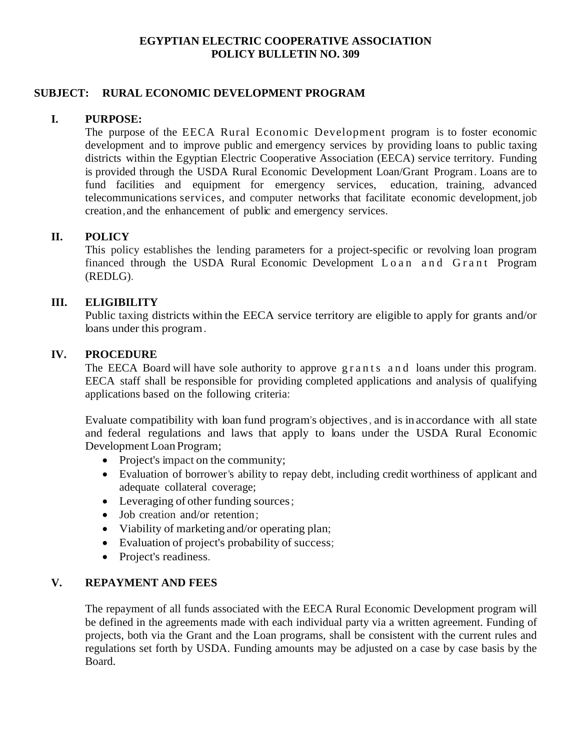**EGYPTIAN ELECTRIC COOPERATIVE ASSOCIATION**
**POLICY BULLETIN NO. 309**

**SUBJECT: RURAL ECONOMIC DEVELOPMENT PROGRAM**

## I. PURPOSE:

The purpose of the EECA Rural Economic Development program is to foster economic development and to improve public and emergency services by providing loans to public taxing districts within the Egyptian Electric Cooperative Association (EECA) service territory. Funding is provided through the USDA Rural Economic Development Loan/Grant Program. Loans are to fund facilities and equipment for emergency services, education, training, advanced telecommunications services, and computer networks that facilitate economic development, job creation, and the enhancement of public and emergency services.

## II. POLICY

This policy establishes the lending parameters for a project-specific or revolving loan program financed through the USDA Rural Economic Development Loan and Grant Program (REDLG).

## III. ELIGIBILITY

Public taxing districts within the EECA service territory are eligible to apply for grants and/or loans under this program.

## IV. PROCEDURE

The EECA Board will have sole authority to approve grants and loans under this program. EECA staff shall be responsible for providing completed applications and analysis of qualifying applications based on the following criteria:

Evaluate compatibility with loan fund program's objectives, and is in accordance with all state and federal regulations and laws that apply to loans under the USDA Rural Economic Development Loan Program;

- Project's impact on the community;
- Evaluation of borrower's ability to repay debt, including credit worthiness of applicant and adequate collateral coverage;
- Leveraging of other funding sources;
- Job creation and/or retention;
- Viability of marketing and/or operating plan;
- Evaluation of project's probability of success;
- Project's readiness.

## V. REPAYMENT AND FEES

The repayment of all funds associated with the EECA Rural Economic Development program will be defined in the agreements made with each individual party via a written agreement. Funding of projects, both via the Grant and the Loan programs, shall be consistent with the current rules and regulations set forth by USDA. Funding amounts may be adjusted on a case by case basis by the Board.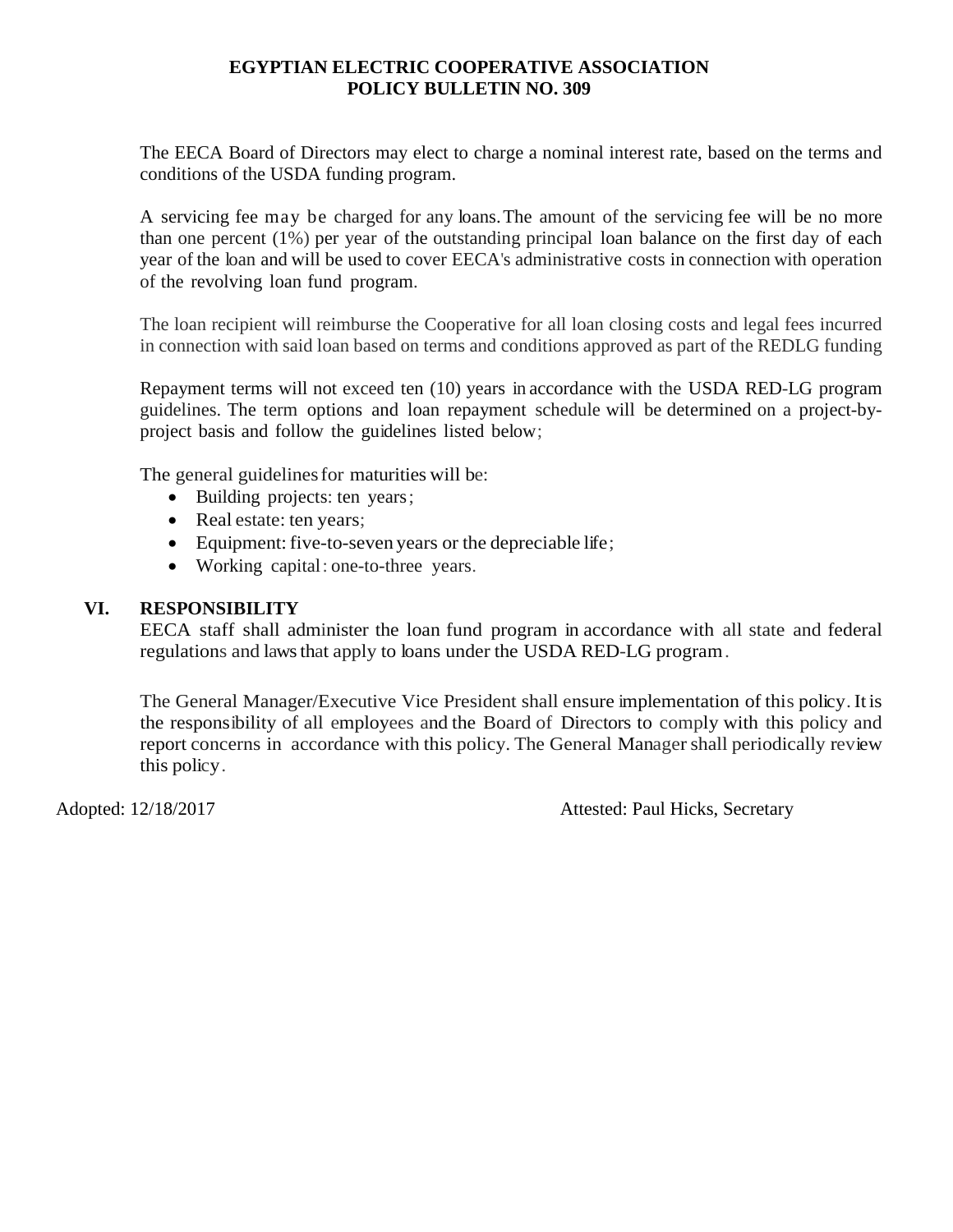**EGYPTIAN ELECTRIC COOPERATIVE ASSOCIATION**
**POLICY BULLETIN NO. 309**

The EECA Board of Directors may elect to charge a nominal interest rate, based on the terms and conditions of the USDA funding program.

A servicing fee may be charged for any loans. The amount of the servicing fee will be no more than one percent (1%) per year of the outstanding principal loan balance on the first day of each year of the loan and will be used to cover EECA's administrative costs in connection with operation of the revolving loan fund program.

The loan recipient will reimburse the Cooperative for all loan closing costs and legal fees incurred in connection with said loan based on terms and conditions approved as part of the REDLG funding

Repayment terms will not exceed ten (10) years in accordance with the USDA RED-LG program guidelines. The term options and loan repayment schedule will be determined on a project-by-project basis and follow the guidelines listed below;

The general guidelines for maturities will be:

- Building projects: ten years;
- Real estate: ten years;
- Equipment: five-to-seven years or the depreciable life;
- Working capital: one-to-three years.

## VI. RESPONSIBILITY

EECA staff shall administer the loan fund program in accordance with all state and federal regulations and laws that apply to loans under the USDA RED-LG program.

The General Manager/Executive Vice President shall ensure implementation of this policy. It is the responsibility of all employees and the Board of Directors to comply with this policy and report concerns in accordance with this policy. The General Manager shall periodically review this policy.

Adopted: 12/18/2017 Attested: Paul Hicks, Secretary